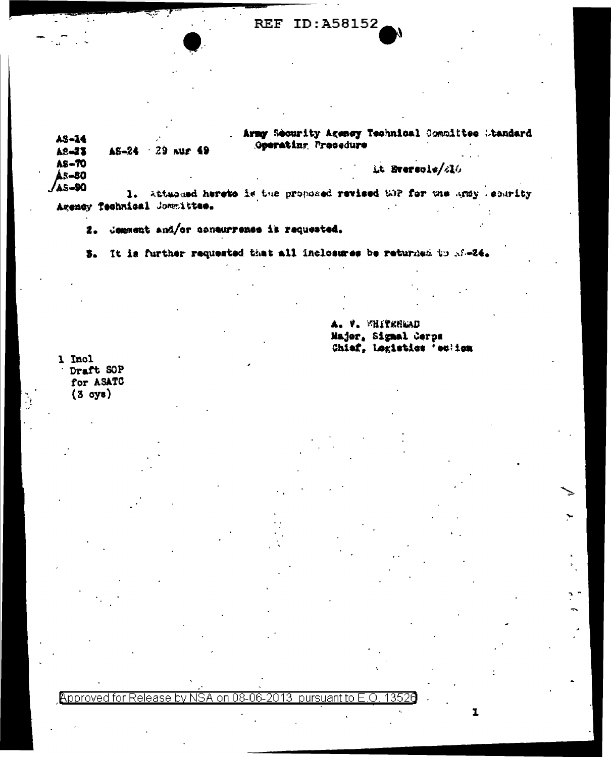REF ID:A58152

AS-14
AS-23
AS-70
AS-80
AS-90

AS-24 29 Aug 49

Army Security Agency Technical Committee Standard Operating Procedure

Lt Eversole/216

1. Attached hereto is the proposed revised SOP for the Army Security Agency Technical Committee.

2. Comment and/or concurrence is requested.

3. It is further requested that all inclosures be returned to AS-24.

A. V. WHITEHEAD
Major, Signal Corps
Chief, Logistics Section

1 Incl
Draft SOP
for ASATC
(3 cys)

Approved for Release by NSA on 08-06-2013 pursuant to E.O. 13526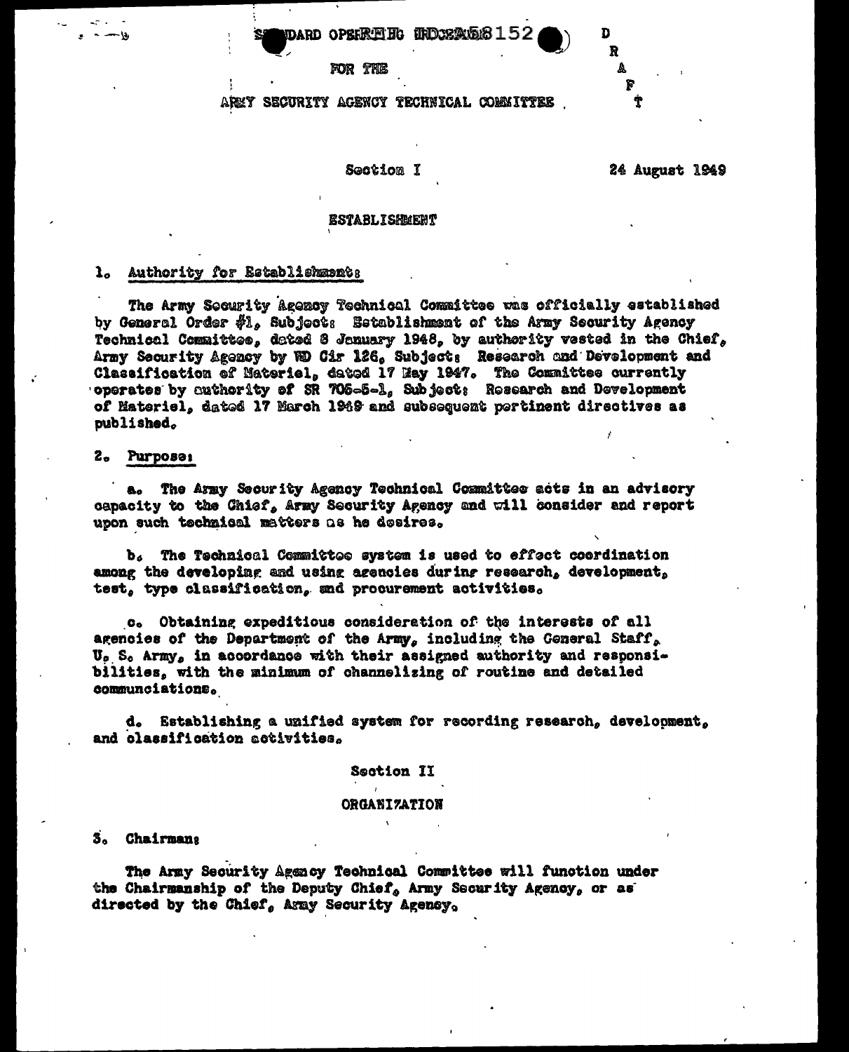STANDARD OPERATING PROCEDURES

FOR THE

ARMY SECURITY AGENCY TECHNICAL COMMITTEE

D
R
A
F
T

Section I

24 August 1949

ESTABLISHMENT

1. Authority for Establishment:

The Army Security Agency Technical Committee was officially established by General Order #1, Subject: Establishment of the Army Security Agency Technical Committee, dated 8 January 1948, by authority vested in the Chief, Army Security Agency by WD Cir 126, Subject: Research and Development and Classification of Materiel, dated 17 May 1947. The Committee currently operates by authority of SR 705-5-1, Subject: Research and Development of Materiel, dated 17 March 1949 and subsequent pertinent directives as published.

2. Purpose:

a. The Army Security Agency Technical Committee acts in an advisory capacity to the Chief, Army Security Agency and will consider and report upon such technical matters as he desires.

b. The Technical Committee system is used to effect coordination among the developing and using agencies during research, development, test, type classification, and procurement activities.

c. Obtaining expeditious consideration of the interests of all agencies of the Department of the Army, including the General Staff, U. S. Army, in accordance with their assigned authority and responsibilities, with the minimum of channelizing of routine and detailed communciations.

d. Establishing a unified system for recording research, development, and classification activities.

Section II

ORGANIZATION

3. Chairman:

The Army Security Agency Technical Committee will function under the Chairmanship of the Deputy Chief, Army Security Agency, or as directed by the Chief, Army Security Agency.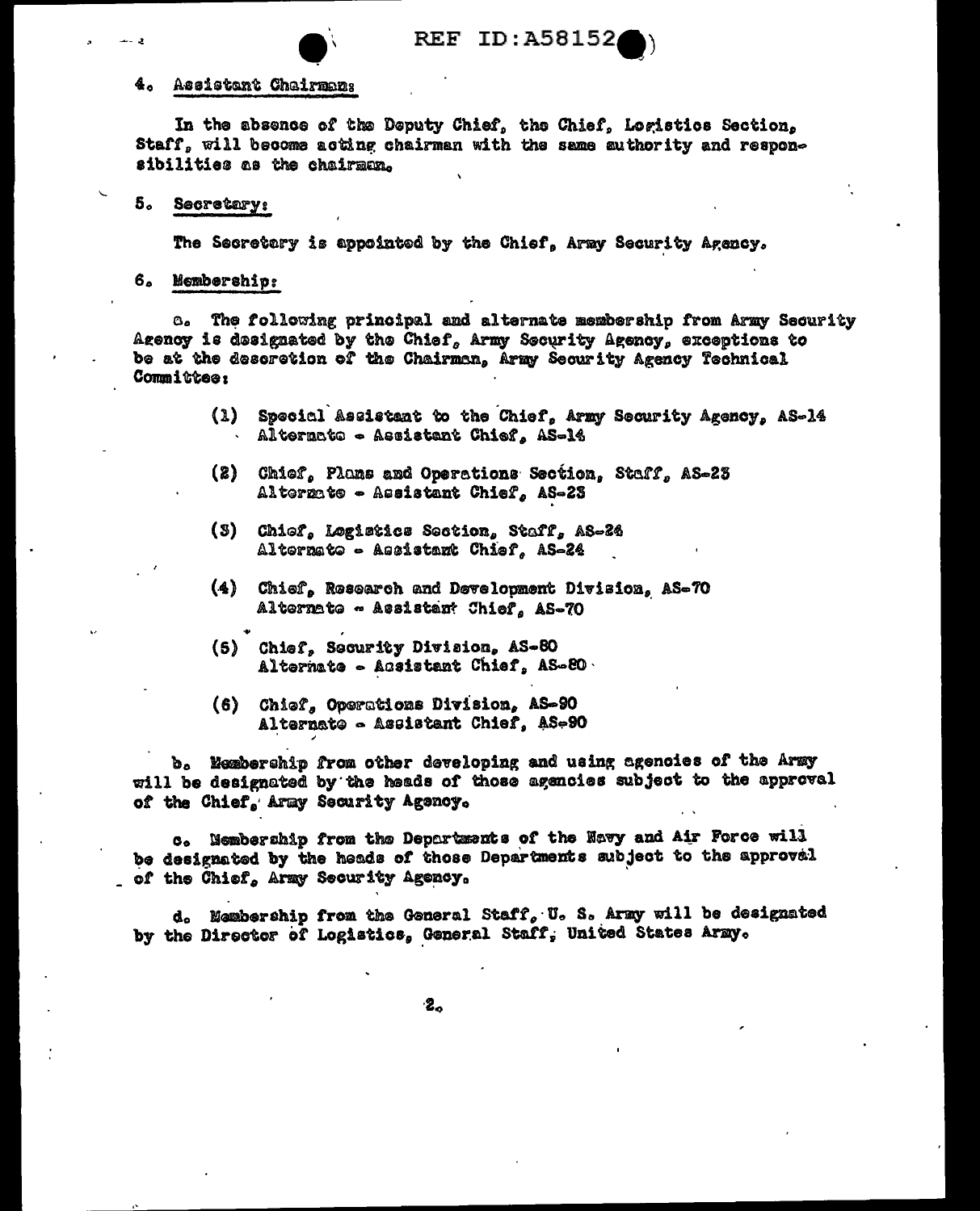4. Assistant Chairman:

In the absence of the Deputy Chief, the Chief, Logistics Section, Staff, will become acting chairman with the same authority and responsibilities as the chairman.

5. Secretary:

The Secretary is appointed by the Chief, Army Security Agency.

6. Membership:

a. The following principal and alternate membership from Army Security Agency is designated by the Chief, Army Security Agency, exceptions to be at the descretion of the Chairman, Army Security Agency Technical Committee:

(1) Special Assistant to the Chief, Army Security Agency, AS-14
Alternate - Assistant Chief, AS-14

(2) Chief, Plans and Operations Section, Staff, AS-23
Alternate - Assistant Chief, AS-23

(3) Chief, Logistics Section, Staff, AS-24
Alternate - Assistant Chief, AS-24

(4) Chief, Research and Development Division, AS-70
Alternate - Assistant Chief, AS-70

(5) Chief, Security Division, AS-80
Alternate - Assistant Chief, AS-80

(6) Chief, Operations Division, AS-90
Alternate - Assistant Chief, AS-90

b. Membership from other developing and using agencies of the Army will be designated by the heads of those agencies subject to the approval of the Chief, Army Security Agency.

c. Membership from the Departments of the Navy and Air Force will be designated by the heads of those Departments subject to the approval of the Chief, Army Security Agency.

d. Membership from the General Staff, U. S. Army will be designated by the Director of Logistics, General Staff, United States Army.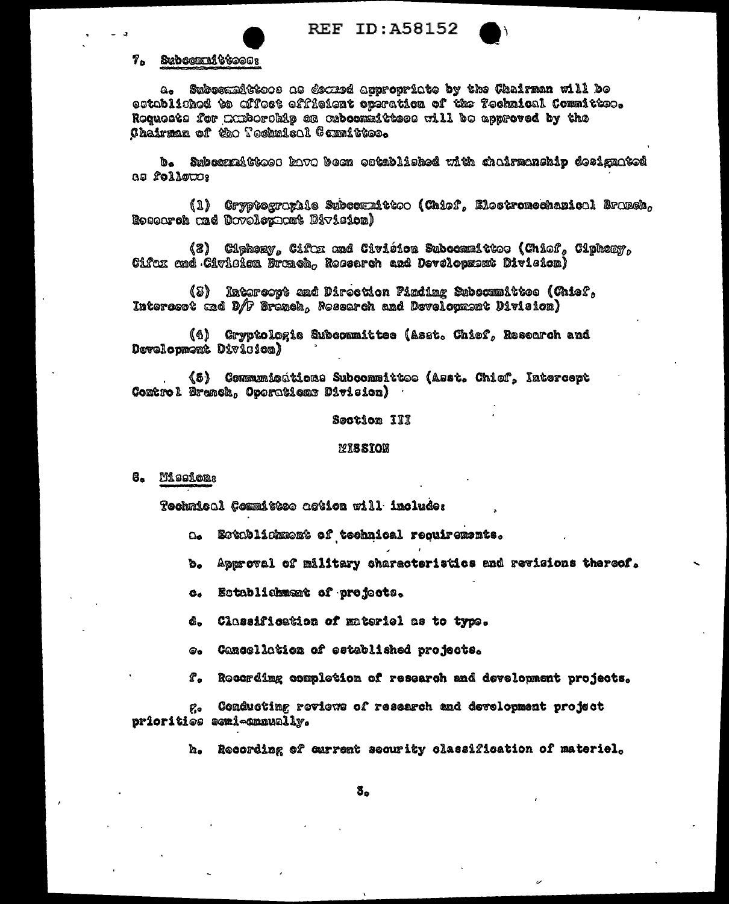7. Subcommittees:

a. Subcommittees as deemed appropriate by the Chairman will be established to effect efficient operation of the Technical Committee. Requests for membership on subcommittees will be approved by the Chairman of the Technical Committee.

b. Subcommittees have been established with chairmanship designated as follows:

(1) Cryptographic Subcommittee (Chief, Electromechanical Branch, Research and Development Division)

(2) Ciphony, Cifax and Civision Subcommittee (Chief, Ciphony, Cifax and Civision Branch, Research and Development Division)

(3) Intercept and Direction Finding Subcommittee (Chief, Intercept and D/F Branch, Research and Development Division)

(4) Cryptologic Subcommittee (Asst. Chief, Research and Development Division)

(5) Communications Subcommittee (Asst. Chief, Intercept Control Branch, Operations Division)

## Section III

## MISSION

8. Mission:

Technical Committee action will include:

a. Establishment of technical requirements.

b. Approval of military characteristics and revisions thereof.

c. Establishment of projects.

d. Classification of materiel as to type.

e. Cancellation of established projects.

f. Recording completion of research and development projects.

g. Conducting reviews of research and development project priorities semi-annually.

h. Recording of current security classification of materiel.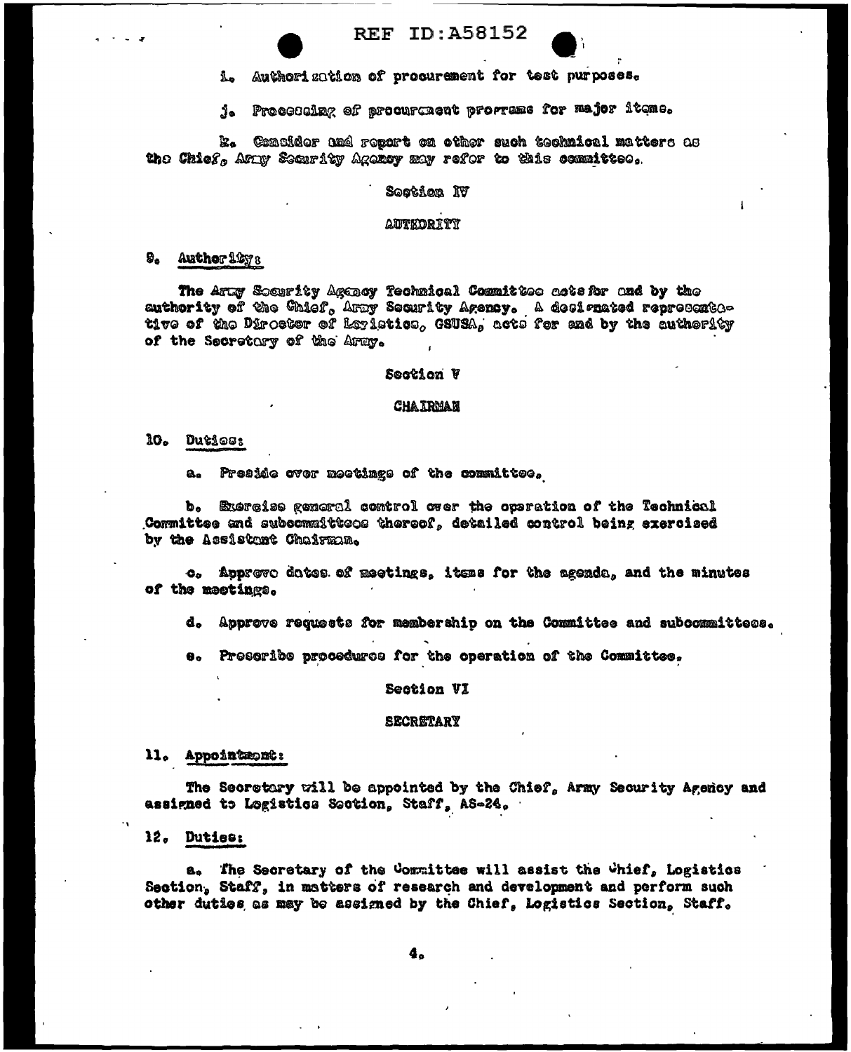i. Authorization of procurement for test purposes.

j. Processing of procurement programs for major items.

k. Consider and report on other such technical matters as the Chief, Army Security Agency may refer to this committee.

Section IV

AUTHORITY

9. Authority:

The Army Security Agency Technical Committee acts for and by the authority of the Chief, Army Security Agency. A designated representative of the Director of Logistics, GSUSA, acts for and by the authority of the Secretary of the Army.

Section V

CHAIRMAN

10. Duties:

a. Preside over meetings of the committee.

b. Exercise general control over the operation of the Technical Committee and subcommittees thereof, detailed control being exercised by the Assistant Chairman.

c. Approve dates of meetings, items for the agenda, and the minutes of the meetings.

d. Approve requests for membership on the Committee and subcommittees.

e. Prescribe procedures for the operation of the Committee.

Section VI

SECRETARY

11. Appointment:

The Secretary will be appointed by the Chief, Army Security Agency and assigned to Logistics Section, Staff, AS-24.

12. Duties:

a. The Secretary of the Committee will assist the Chief, Logistics Section, Staff, in matters of research and development and perform such other duties as may be assigned by the Chief, Logistics Section, Staff.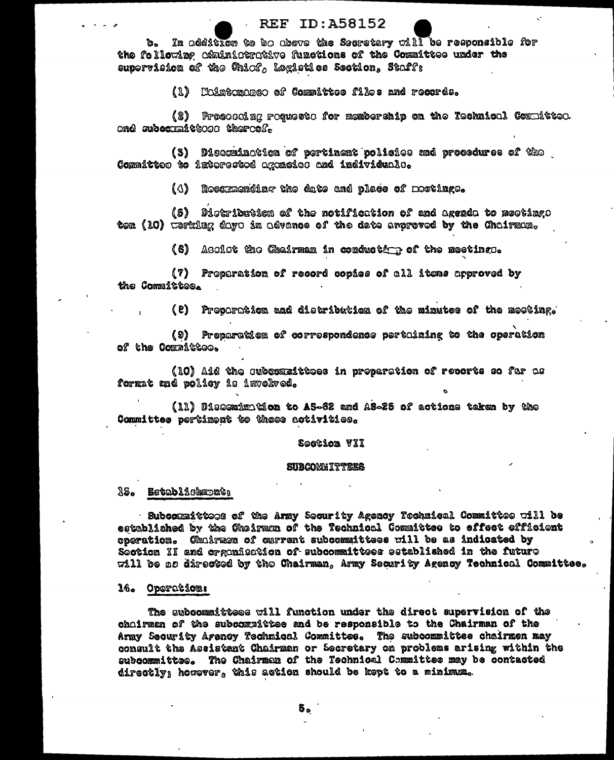b. In addition to bo above the Secretary will be responsible for the following administrative functions of the Committee under the supervision of the Chief, Logistics Section, Staff:

(1) Maintenance of Committee files and records.

(2) Processing requests for membership on the Technical Committee and subcommittees thereof.

(3) Dissemination of pertinent policies and procedures of the Committee to interested agencies and individuals.

(4) Recommending the date and place of meetings.

(5) Distribution of the notification of and agenda to meetings ten (10) working days in advance of the date approved by the Chairman.

(6) Assist the Chairman in conducting of the meetings.

(7) Preparation of record copies of all items approved by the Committee.

(8) Preparation and distribution of the minutes of the meeting.

(9) Preparation of correspondence pertaining to the operation of the Committee.

(10) Aid the subcommittees in preparation of reports so far as format and policy is involved.

(11) Dissemination to AS-62 and AS-25 of actions taken by the Committee pertinent to those activities.

## Section VII

## SUBCOMMITTEES

13. Establishment:

Subcommittees of the Army Security Agency Technical Committee will be established by the Chairman of the Technical Committee to effect efficient operation. Chairmen of current subcommittees will be as indicated by Section II and organization of subcommittees established in the future will be as directed by the Chairman, Army Security Agency Technical Committee.

14. Operation:

The subcommittees will function under the direct supervision of the chairman of the subcommittee and be responsible to the Chairman of the Army Security Agency Technical Committee. The subcommittee chairmen may consult the Assistant Chairman or Secretary on problems arising within the subcommittee. The Chairman of the Technical Committee may be contacted directly; however, this action should be kept to a minimum.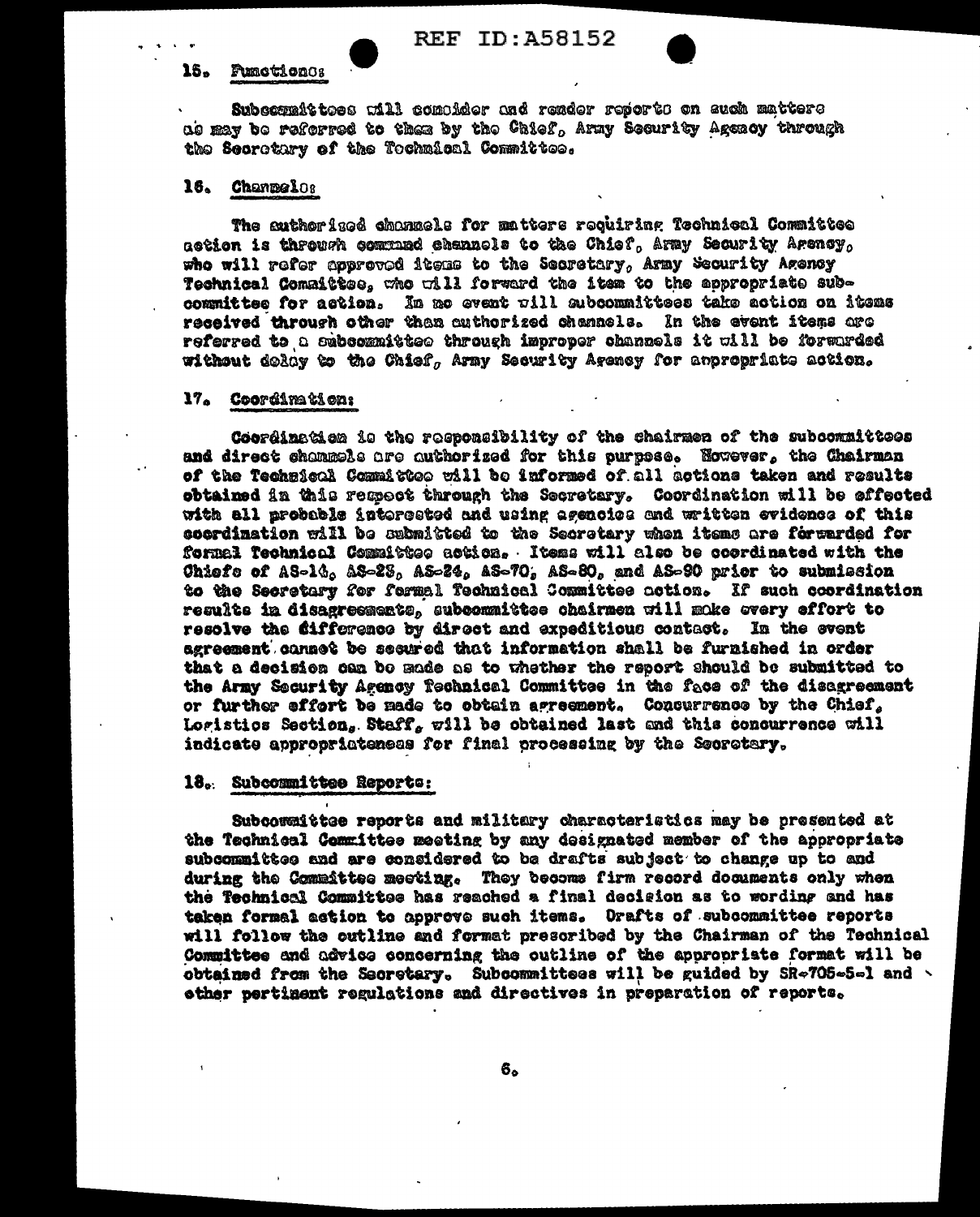15. Functions:

Subcommittees will consider and render reports on such matters as may be referred to them by the Chief, Army Security Agency through the Secretary of the Technical Committee.

16. Channels:

The authorized channels for matters requiring Technical Committee action is through command channels to the Chief, Army Security Agency, who will refer approved items to the Secretary, Army Security Agency Technical Committee, who will forward the item to the appropriate subcommittee for action. In no event will subcommittees take action on items received through other than authorized channels. In the event items are referred to a subcommittee through improper channels it will be forwarded without delay to the Chief, Army Security Agency for appropriate action.

17. Coordination:

Coordination is the responsibility of the chairmen of the subcommittees and direct channels are authorized for this purpose. However, the Chairman of the Technical Committee will be informed of all actions taken and results obtained in this respect through the Secretary. Coordination will be effected with all probable interested and using agencies and written evidence of this coordination will be submitted to the Secretary when items are forwarded for formal Technical Committee action. Items will also be coordinated with the Chiefs of AS-14, AS-23, AS-24, AS-70, AS-80, and AS-90 prior to submission to the Secretary for formal Technical Committee action. If such coordination results in disagreements, subcommittee chairmen will make every effort to resolve the difference by direct and expeditious contact. In the event agreement cannot be secured that information shall be furnished in order that a decision can be made as to whether the report should be submitted to the Army Security Agency Technical Committee in the face of the disagreement or further effort be made to obtain agreement. Concurrence by the Chief, Logistics Section, Staff, will be obtained last and this concurrence will indicate appropriateness for final processing by the Secretary.

18. Subcommittee Reports:

Subcommittee reports and military characteristics may be presented at the Technical Committee meeting by any designated member of the appropriate subcommittee and are considered to be drafts subject to change up to and during the Committee meeting. They become firm record documents only when the Technical Committee has reached a final decision as to wording and has taken formal action to approve such items. Drafts of subcommittee reports will follow the outline and format prescribed by the Chairman of the Technical Committee and advice concerning the outline of the appropriate format will be obtained from the Secretary. Subcommittees will be guided by SR-705-5-1 and other pertinent regulations and directives in preparation of reports.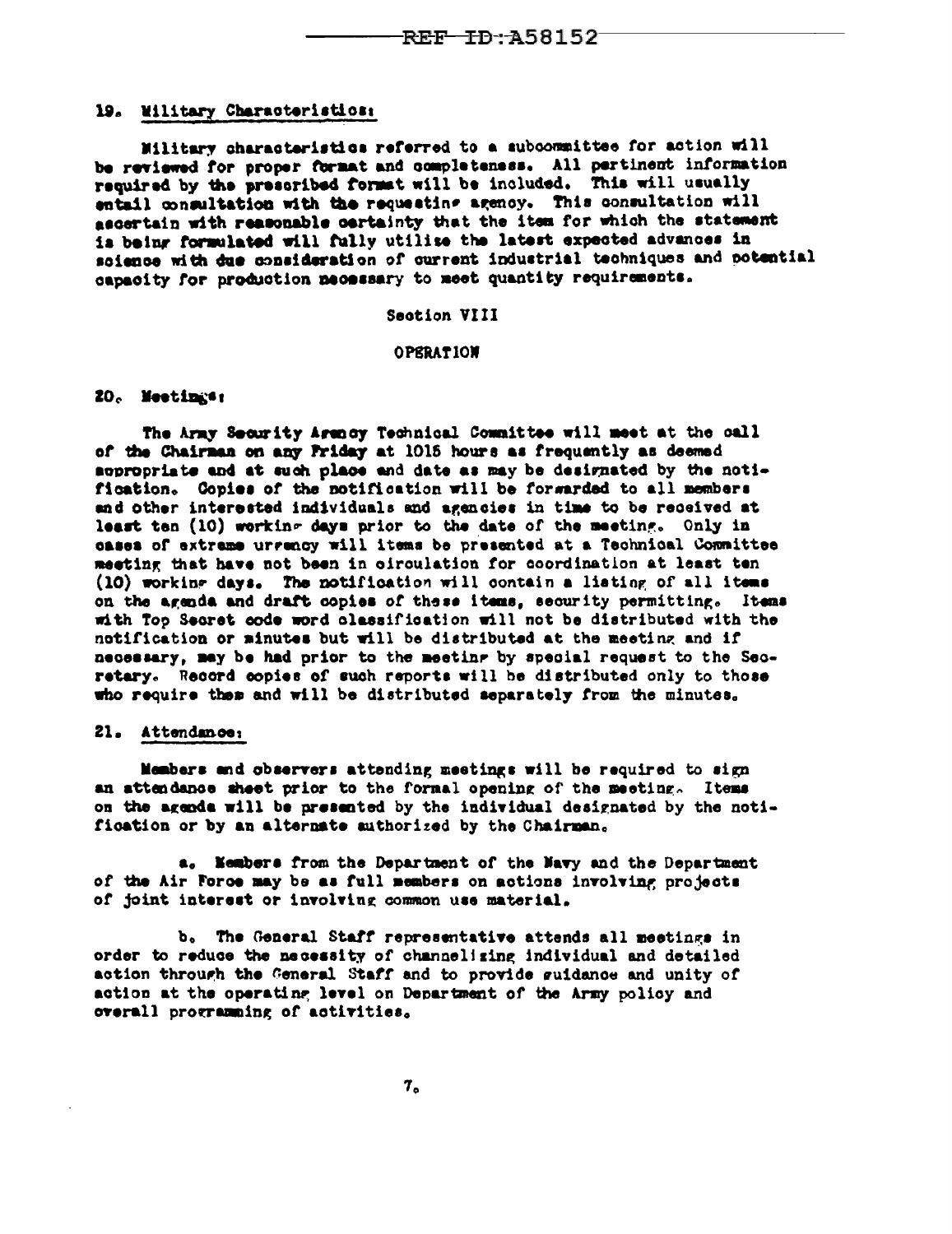## 19. Military Characteristics:

Military characteristics referred to a subcommittee for action will be reviewed for proper format and completeness. All pertinent information required by the prescribed format will be included. This will usually entail consultation with the requesting agency. This consultation will ascertain with reasonable certainty that the item for which the statement is being formulated will fully utilize the latest expected advances in science with due consideration of current industrial techniques and potential capacity for production necessary to meet quantity requirements.

Section VIII

OPERATION

## 20. Meetings:

The Army Security Agency Technical Committee will meet at the call of the Chairman on any Friday at 1015 hours as frequently as deemed appropriate and at such place and date as may be designated by the notification. Copies of the notification will be forwarded to all members and other interested individuals and agencies in time to be received at least ten (10) working days prior to the date of the meeting. Only in cases of extreme urgency will items be presented at a Technical Committee meeting that have not been in circulation for coordination at least ten (10) working days. The notification will contain a listing of all items on the agenda and draft copies of these items, security permitting. Items with Top Secret code word classification will not be distributed with the notification or minutes but will be distributed at the meeting and if necessary, may be had prior to the meeting by special request to the Secretary. Record copies of such reports will be distributed only to those who require them and will be distributed separately from the minutes.

## 21. Attendance:

Members and observers attending meetings will be required to sign an attendance sheet prior to the formal opening of the meeting. Items on the agenda will be presented by the individual designated by the notification or by an alternate authorized by the Chairman.

a. Members from the Department of the Navy and the Department of the Air Force may be as full members on actions involving projects of joint interest or involving common use material.

b. The General Staff representative attends all meetings in order to reduce the necessity of channelizing individual and detailed action through the General Staff and to provide guidance and unity of action at the operating level on Department of the Army policy and overall programming of activities.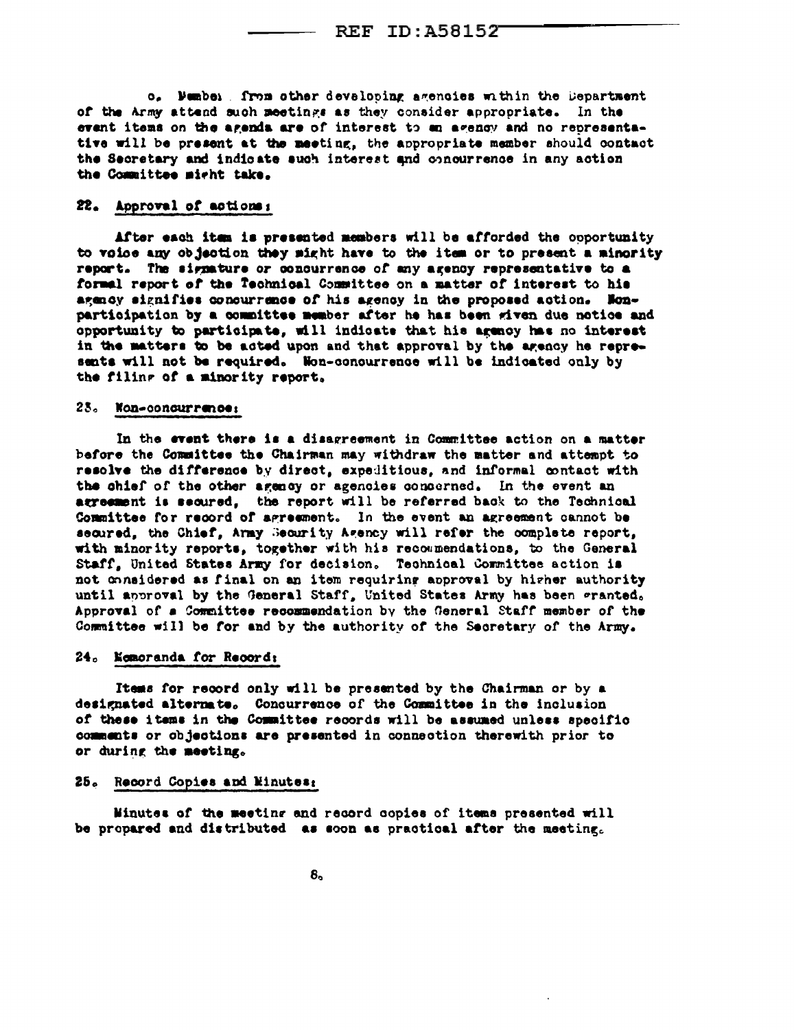c. Member from other developing agencies within the Department of the Army attend such meetings as they consider appropriate. In the event items on the agenda are of interest to an agency and no representative will be present at the meeting, the appropriate member should contact the Secretary and indicate such interest and concurrence in any action the Committee might take.

22. Approval of actions:

After each item is presented members will be afforded the opportunity to voice any objection they might have to the item or to present a minority report. The signature or concurrence of any agency representative to a formal report of the Technical Committee on a matter of interest to his agency signifies concurrence of his agency in the proposed action. Non-participation by a committee member after he has been given due notice and opportunity to participate, will indicate that his agency has no interest in the matters to be acted upon and that approval by the agency he represents will not be required. Non-concurrence will be indicated only by the filing of a minority report.

23. Non-concurrence:

In the event there is a disagreement in Committee action on a matter before the Committee the Chairman may withdraw the matter and attempt to resolve the difference by direct, expeditious, and informal contact with the chief of the other agency or agencies concerned. In the event an agreement is secured, the report will be referred back to the Technical Committee for record of agreement. In the event an agreement cannot be secured, the Chief, Army Security Agency will refer the complete report, with minority reports, together with his recommendations, to the General Staff, United States Army for decision. Technical Committee action is not considered as final on an item requiring approval by higher authority until approval by the General Staff, United States Army has been granted. Approval of a Committee recommendation by the General Staff member of the Committee will be for and by the authority of the Secretary of the Army.

24. Memoranda for Record:

Items for record only will be presented by the Chairman or by a designated alternate. Concurrence of the Committee in the inclusion of these items in the Committee records will be assumed unless specific comments or objections are presented in connection therewith prior to or during the meeting.

25. Record Copies and Minutes:

Minutes of the meeting and record copies of items presented will be prepared and distributed as soon as practical after the meeting.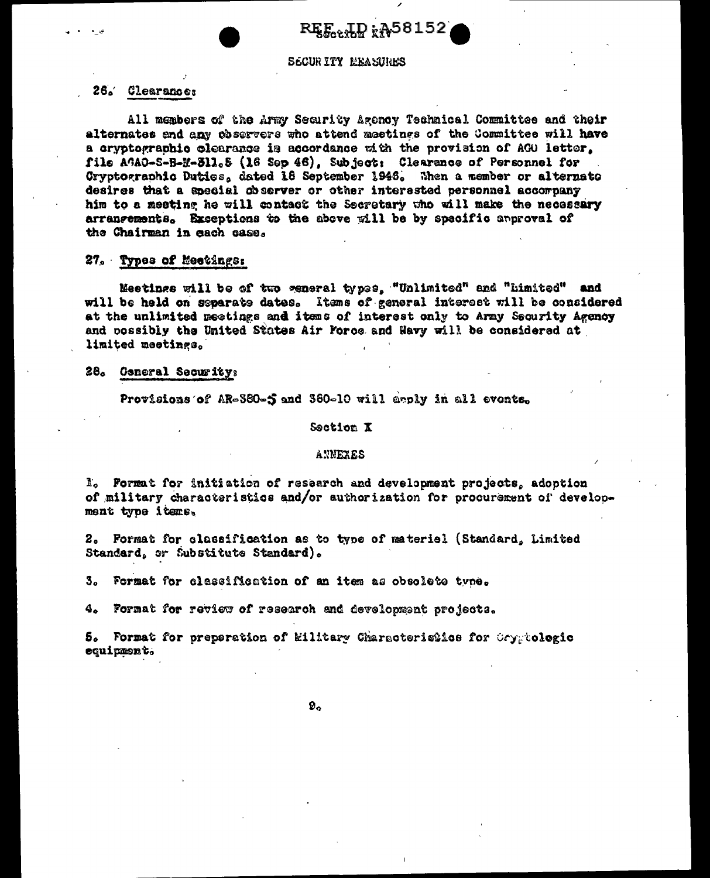SECURITY MEASURES

26. Clearance:

All members of the Army Security Agency Technical Committee and their alternates and any observers who attend meetings of the Committee will have a cryptographic clearance in accordance with the provision of AGO letter, file AGAO-S-B-M-311.5 (16 Sep 46), Subject: Clearance of Personnel for Cryptographic Duties, dated 18 September 1946. When a member or alternate desires that a special observer or other interested personnel accompany him to a meeting he will contact the Secretary who will make the necessary arrangements. Exceptions to the above will be by specific approval of the Chairman in each case.

27. Types of Meetings:

Meetings will be of two general types, "Unlimited" and "Limited" and will be held on separate dates. Items of general interest will be considered at the unlimited meetings and items of interest only to Army Security Agency and possibly the United States Air Force and Navy will be considered at limited meetings.

28. General Security:

Provisions of AR-380-5 and 380-10 will apply in all events.

Section X

ANNEXES

1. Format for initiation of research and development projects, adoption of military characteristics and/or authorization for procurement of development type items.

2. Format for classification as to type of materiel (Standard, Limited Standard, or Substitute Standard).

3. Format for classification of an item as obsolete type.

4. Format for review of research and development projects.

5. Format for preparation of Military Characteristics for Cryptologic equipment.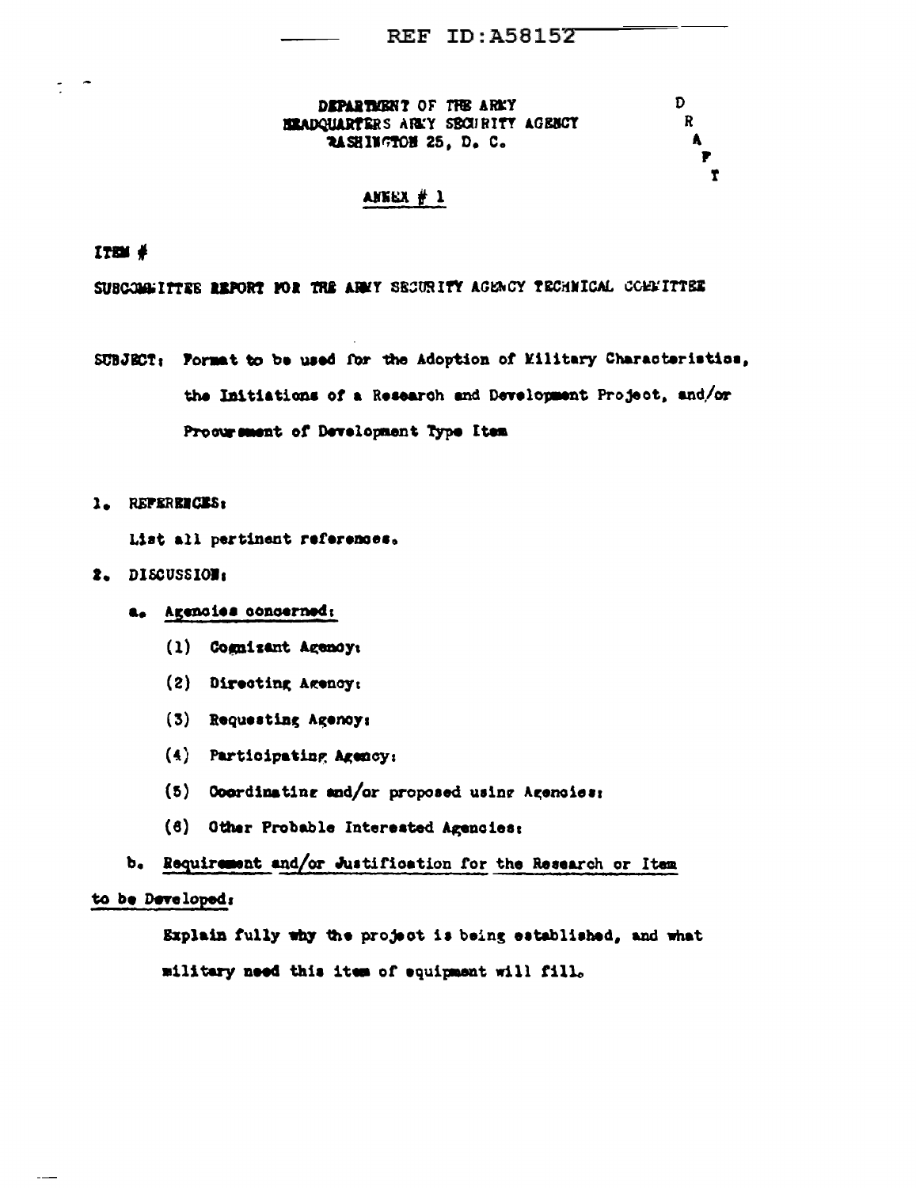DEPARTMENT OF THE ARMY
HEADQUARTERS ARMY SECURITY AGENCY
WASHINGTON 25, D. C.

D
R
A
F
T

ANNEX # 1

ITEM #

SUBCOMMITTEE REPORT FOR THE ARMY SECURITY AGENCY TECHNICAL COMMITTEE

SUBJECT: Format to be used for the Adoption of Military Characteristics, the Initiations of a Research and Development Project, and/or Procurement of Development Type Item

1. REFERENCES:

   List all pertinent references.

2. DISCUSSION:

   a. Agencies concerned:

      (1) Cognizant Agency:

      (2) Directing Agency:

      (3) Requesting Agency:

      (4) Participating Agency:

      (5) Coordinating and/or proposed using Agencies:

      (6) Other Probable Interested Agencies:

   b. Requirement and/or Justification for the Research or Item to be Developed:

      Explain fully why the project is being established, and what military need this item of equipment will fill.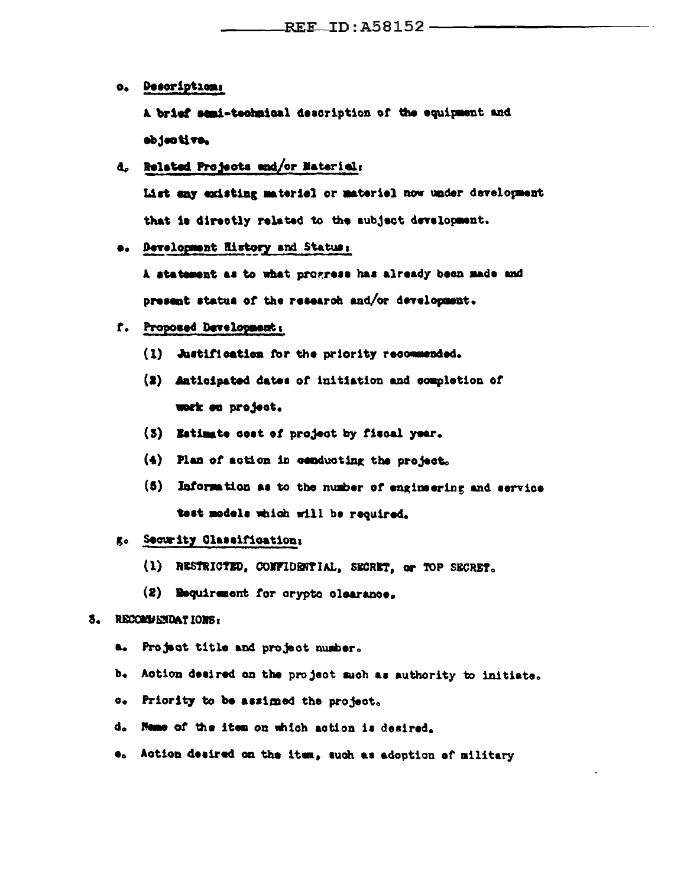c. Description:

A brief semi-technical description of the equipment and objective.

d. Related Projects and/or Materiel:

List any existing materiel or materiel now under development that is directly related to the subject development.

e. Development History and Status:

A statement as to what progress has already been made and present status of the research and/or development.

f. Proposed Development:

(1) Justification for the priority recommended.

(2) Anticipated dates of initiation and completion of work on project.

(3) Estimate cost of project by fiscal year.

(4) Plan of action in conducting the project.

(5) Information as to the number of engineering and service test models which will be required.

g. Security Classification:

(1) RESTRICTED, CONFIDENTIAL, SECRET, or TOP SECRET.

(2) Requirement for crypto clearance.

3. RECOMMENDATIONS:

a. Project title and project number.

b. Action desired on the project such as authority to initiate.

c. Priority to be assigned the project.

d. Name of the item on which action is desired.

e. Action desired on the item, such as adoption of military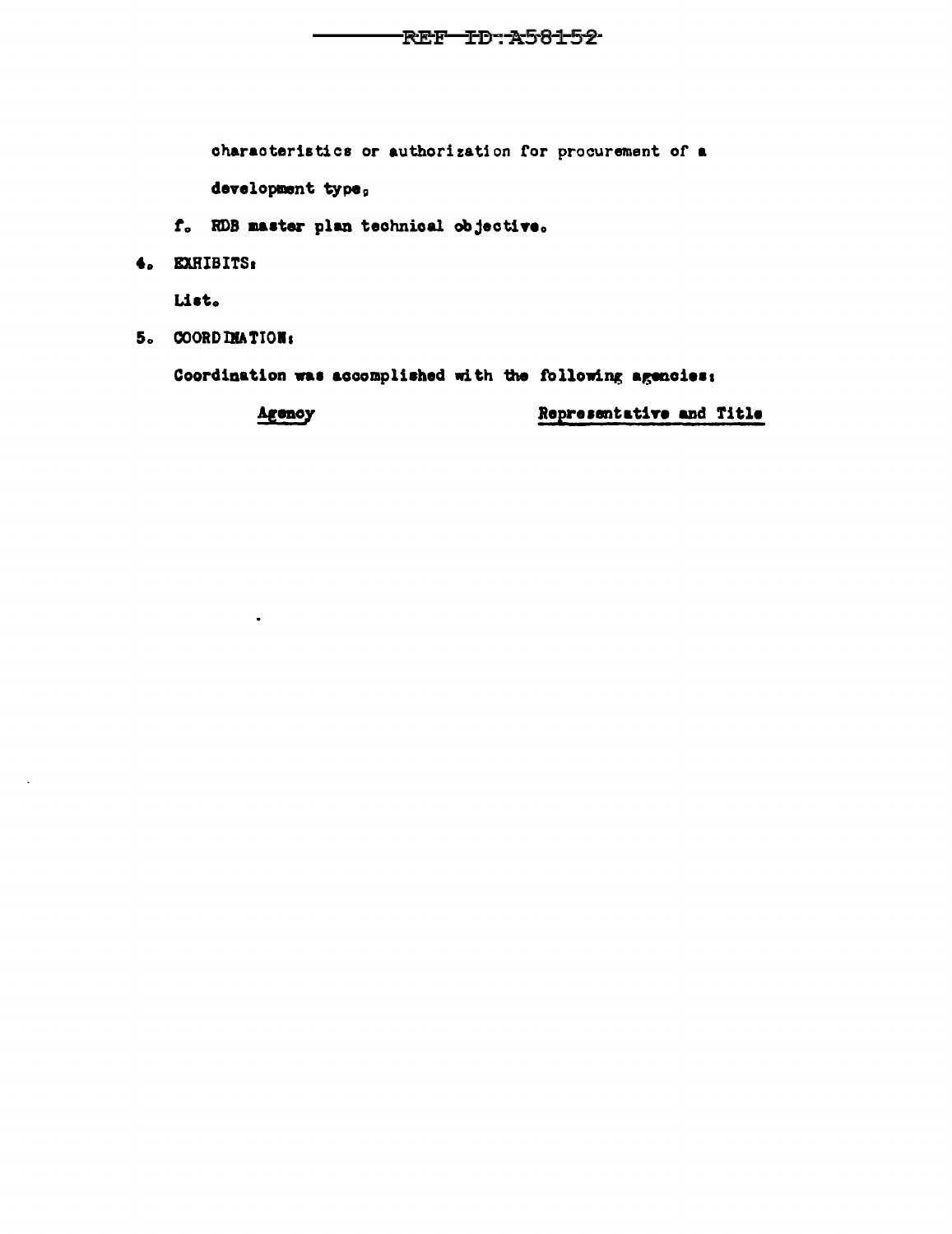characteristics or authorization for procurement of a development type.

f. RDB master plan technical objective.

4. EXHIBITS:

List.

5. COORDINATION:

Coordination was accomplished with the following agencies:

| Agency | Representative and Title |
| --- | --- |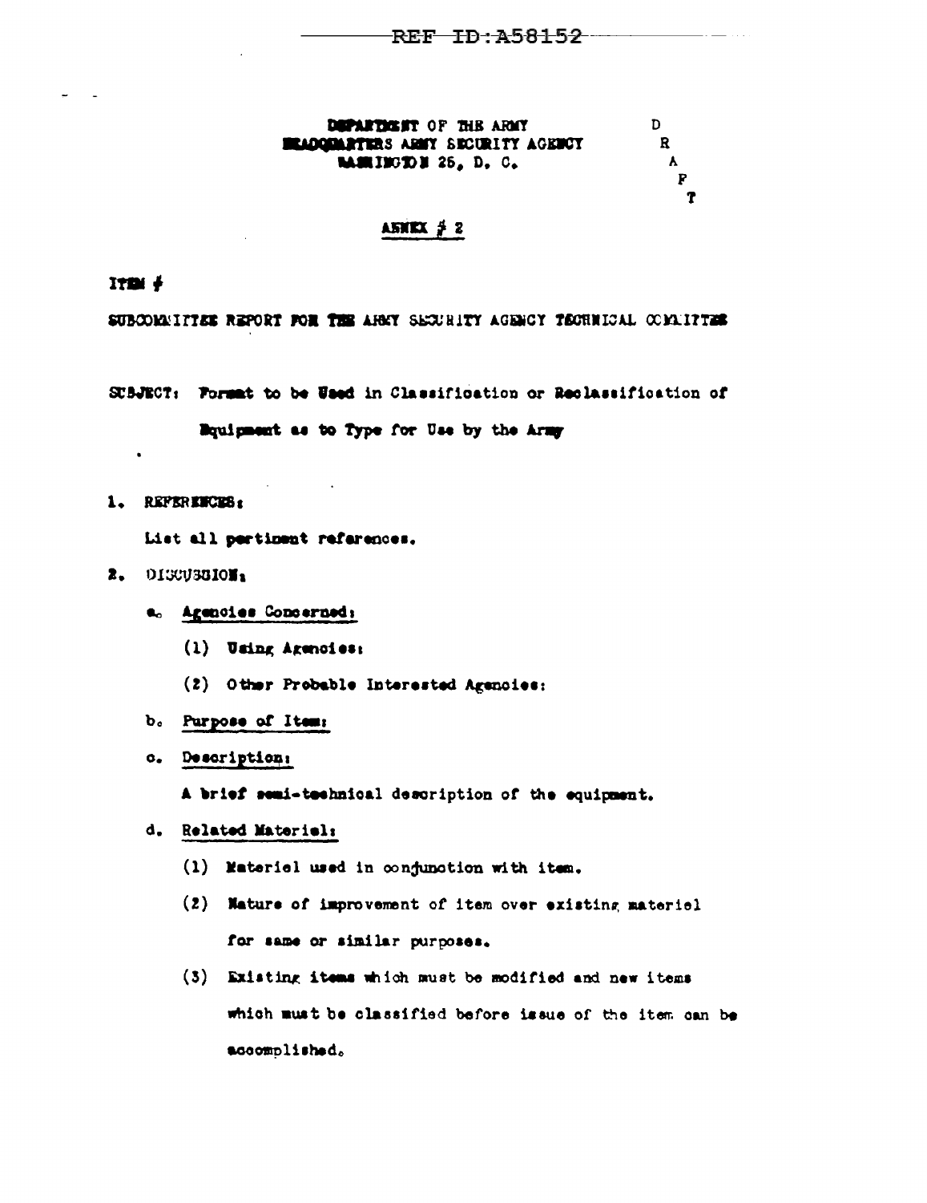DEPARTMENT OF THE ARMY
HEADQUARTERS ARMY SECURITY AGENCY
WASHINGTON 25, D. C.

D
R
A
F
T

ANNEX # 2

ITEM #

SUBCOMMITTEE REPORT FOR THE ARMY SECURITY AGENCY TECHNICAL COMMITTEE

SUBJECT: Format to be Used in Classification or Reclassification of Equipment as to Type for Use by the Army

1. REFERENCES:

   List all pertinent references.

2. DISCUSSION:

   a. Agencies Concerned:

      (1) Using Agencies:

      (2) Other Probable Interested Agencies:

   b. Purpose of Item:

   c. Description:

      A brief semi-technical description of the equipment.

   d. Related Materiel:

      (1) Materiel used in conjunction with item.

      (2) Nature of improvement of item over existing materiel for same or similar purposes.

      (3) Existing items which must be modified and new items which must be classified before issue of the item can be accomplished.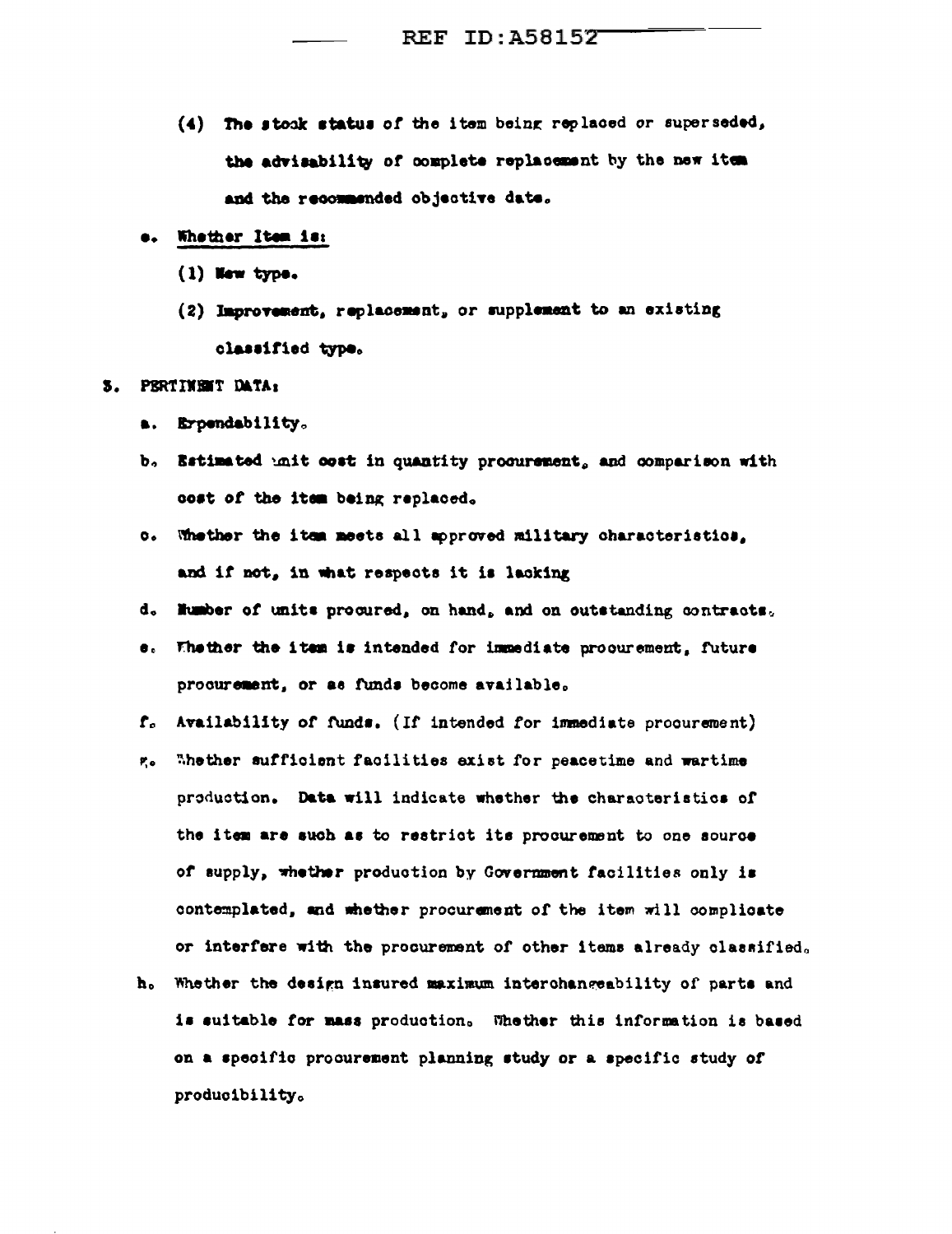(4) The stock status of the item being replaced or superseded, the advisability of complete replacement by the new item and the recommended objective date.

e. Whether Item is:

(1) New type.

(2) Improvement, replacement, or supplement to an existing classified type.

3. PERTINENT DATA:

a. Expendability.

b. Estimated unit cost in quantity procurement, and comparison with cost of the item being replaced.

c. Whether the item meets all approved military characteristics, and if not, in what respects it is lacking

d. Number of units procured, on hand, and on outstanding contracts.

e. Whether the item is intended for immediate procurement, future procurement, or as funds become available.

f. Availability of funds. (If intended for immediate procurement)

g. Whether sufficient facilities exist for peacetime and wartime production. Data will indicate whether the characteristics of the item are such as to restrict its procurement to one source of supply, whether production by Government facilities only is contemplated, and whether procurement of the item will complicate or interfere with the procurement of other items already classified.

h. Whether the design insured maximum interchangeability of parts and is suitable for mass production. Whether this information is based on a specific procurement planning study or a specific study of producibility.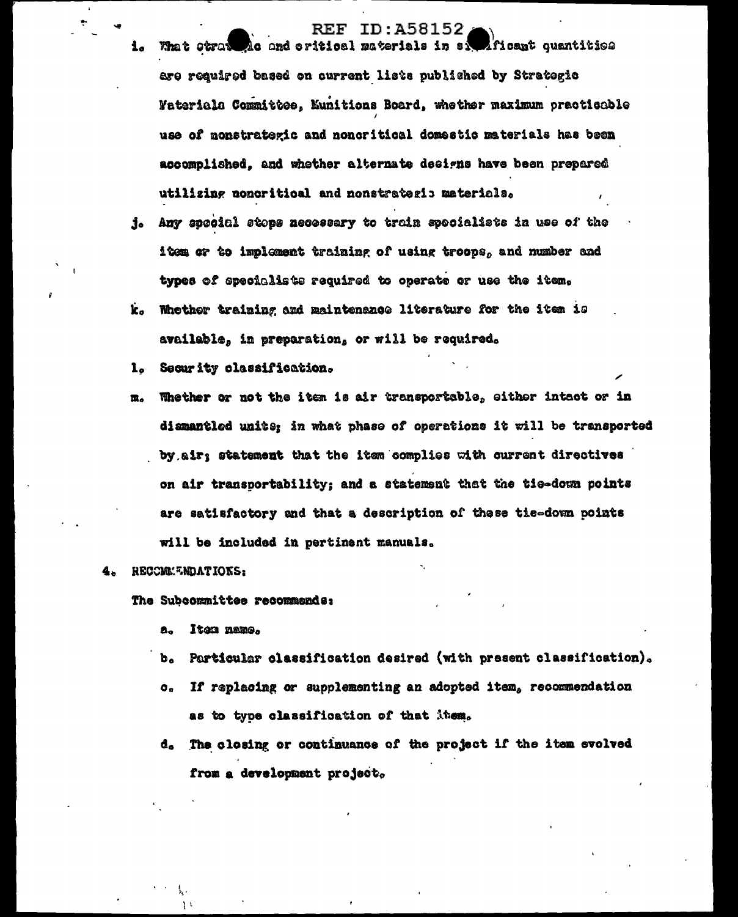i. What strategic and critical materials in significant quantities are required based on current lists published by Strategic Materials Committee, Munitions Board, whether maximum practicable use of nonstrategic and noncritical domestic materials has been accomplished, and whether alternate designs have been prepared utilizing noncritical and nonstrategic materials.

j. Any special steps necessary to train specialists in use of the item or to implement training of using troops, and number and types of specialists required to operate or use the item.

k. Whether training and maintenance literature for the item is available, in preparation, or will be required.

l. Security classification.

m. Whether or not the item is air transportable, either intact or in dismantled units; in what phase of operations it will be transported by air; statement that the item complies with current directives on air transportability; and a statement that the tie-down points are satisfactory and that a description of these tie-down points will be included in pertinent manuals.

4. RECOMMENDATIONS:

The Subcommittee recommends:

a. Item name.

b. Particular classification desired (with present classification).

c. If replacing or supplementing an adopted item, recommendation as to type classification of that item.

d. The closing or continuance of the project if the item evolved from a development project.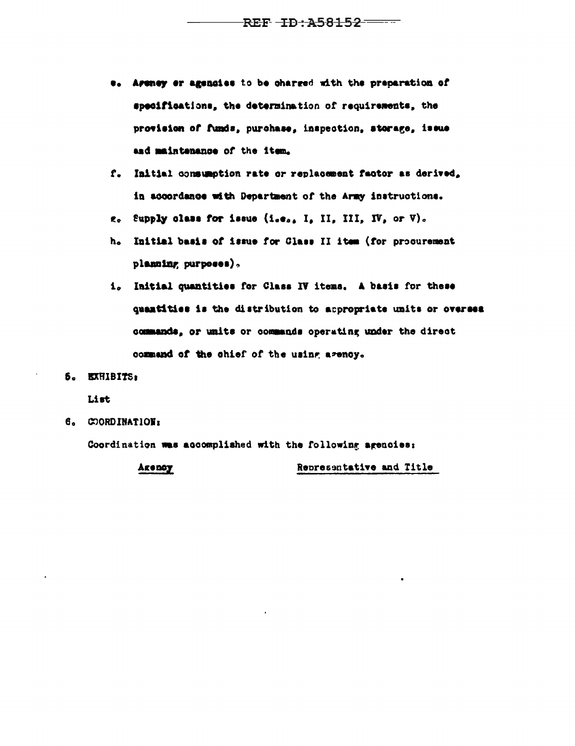e. Agency or agencies to be charged with the preparation of specifications, the determination of requirements, the provision of funds, purchase, inspection, storage, issue and maintenance of the item.

f. Initial consumption rate or replacement factor as derived, in accordance with Department of the Army instructions.

g. Supply class for issue (i.e., I, II, III, IV, or V).

h. Initial basis of issue for Class II item (for procurement planning purposes).

i. Initial quantities for Class IV items. A basis for these quantities is the distribution to appropriate units or overseas commands, or units or commands operating under the direct command of the chief of the using agency.

5. EXHIBITS:

List

6. COORDINATION:

Coordination was accomplished with the following agencies:

| Agency | Representative and Title |
| --- | --- |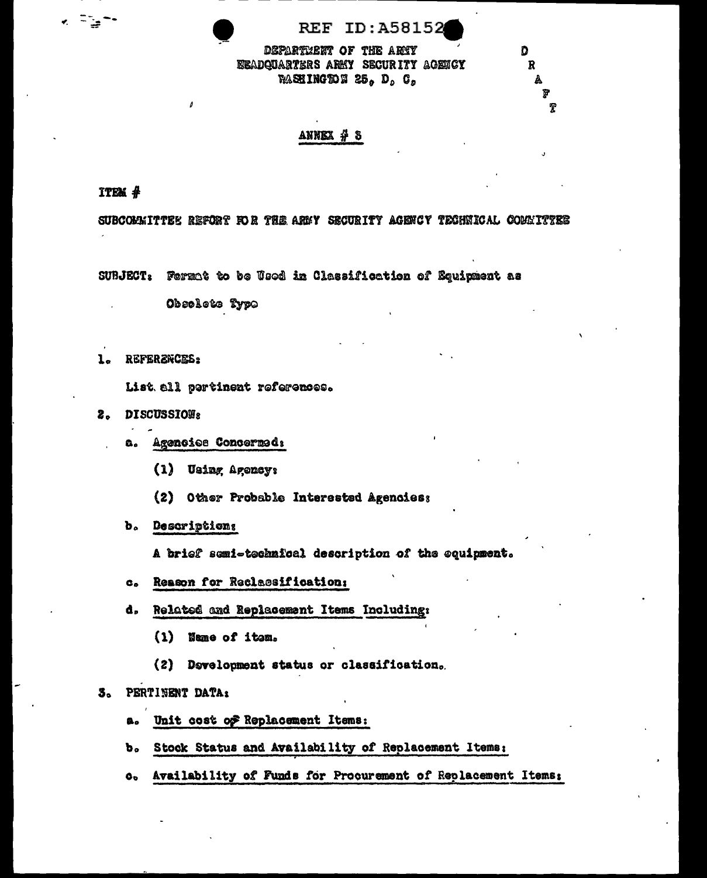REF ID:A58152

DEPARTMENT OF THE ARMY
HEADQUARTERS ARMY SECURITY AGENCY
WASHINGTON 25, D. C.

D
R
A
F
T

ANNEX # 3

ITEM #

SUBCOMMITTEE REPORT FOR THE ARMY SECURITY AGENCY TECHNICAL COMMITTEE

SUBJECT: Format to be Used in Classification of Equipment as Obsolete Type

1. REFERENCES:

   List all pertinent references.

2. DISCUSSION:

   a. Agencies Concerned:

      (1) Using Agency:

      (2) Other Probable Interested Agencies:

   b. Description:

      A brief semi-technical description of the equipment.

   c. Reason for Reclassification:

   d. Related and Replacement Items Including:

      (1) Name of item.

      (2) Development status or classification.

3. PERTINENT DATA:

   a. Unit cost of Replacement Items:

   b. Stock Status and Availability of Replacement Items:

   c. Availability of Funds for Procurement of Replacement Items: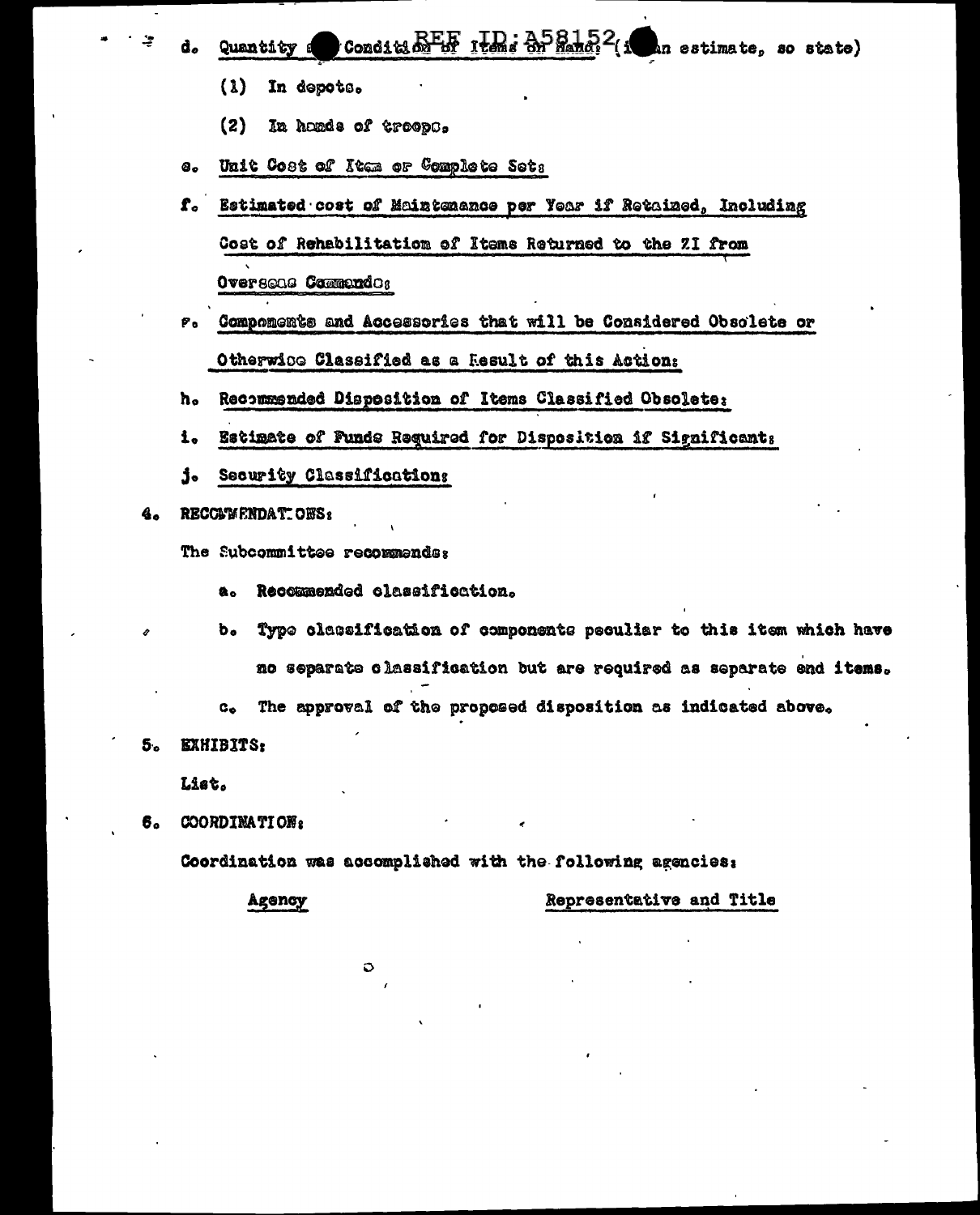d. Quantity and Condition of Items on Hand: (if an estimate, so state)

(1) In depots.

(2) In hands of troops.

e. Unit Cost of Item or Complete Set:

f. Estimated cost of Maintenance per Year if Retained, Including Cost of Rehabilitation of Items Returned to the ZI from Overseas Commands:

g. Components and Accessories that will be Considered Obsolete or Otherwise Classified as a Result of this Action:

h. Recommended Disposition of Items Classified Obsolete:

i. Estimate of Funds Required for Disposition if Significant:

j. Security Classification:

4. RECOMMENDATIONS:

The Subcommittee recommends:

a. Recommended classification.

b. Type classification of components peculiar to this item which have no separate classification but are required as separate end items.

c. The approval of the proposed disposition as indicated above.

5. EXHIBITS:

List.

6. COORDINATION:

Coordination was accomplished with the following agencies:

| Agency | Representative and Title |
|---|---|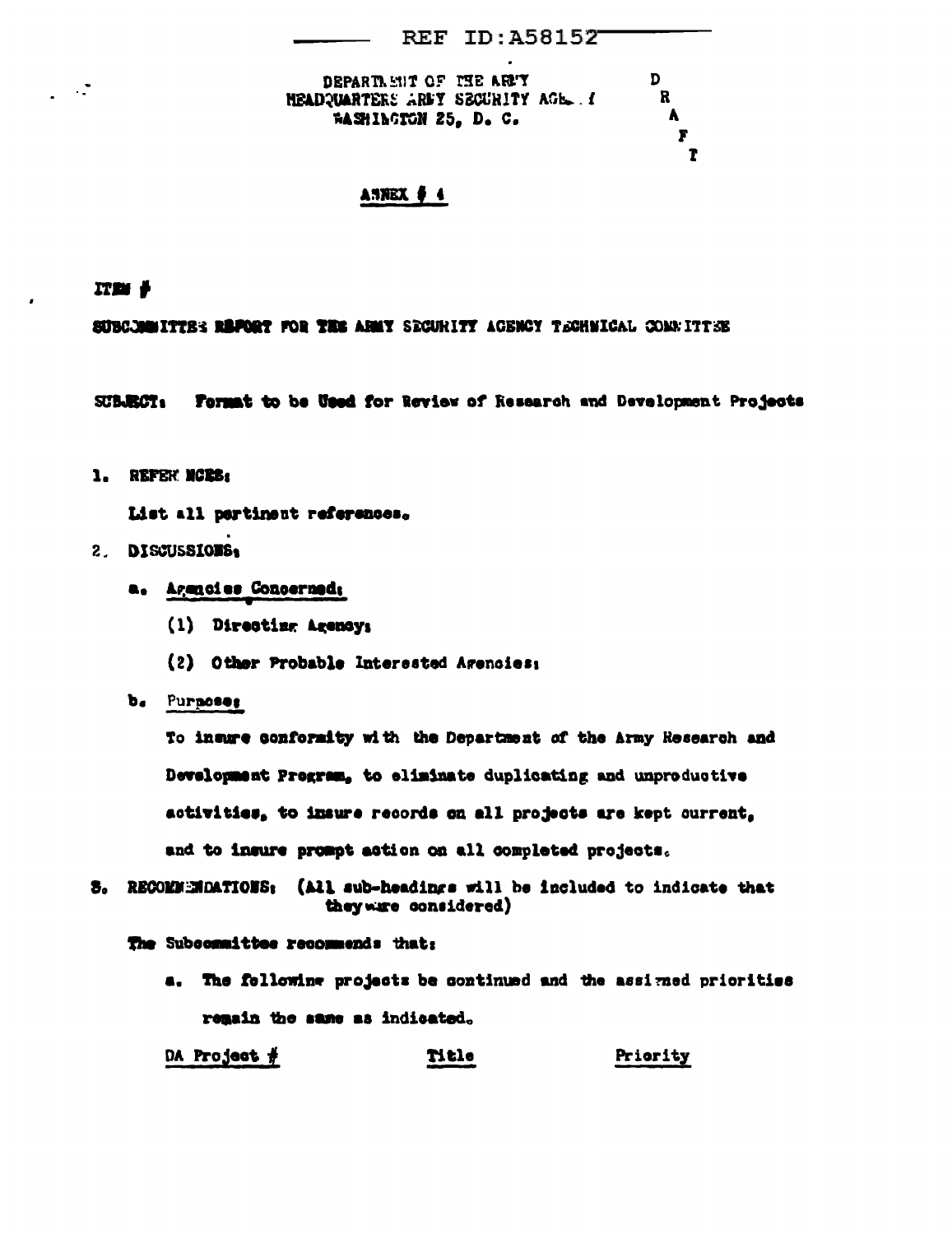REF ID:A58152

DEPARTMENT OF THE ARMY
HEADQUARTERS ARMY SECURITY AGENCY
WASHINGTON 25, D. C.

D
R
A
F
T

## ANNEX # 4

ITEM #

SUBCOMMITTEE REPORT FOR THE ARMY SECURITY AGENCY TECHNICAL COMMITTEE

SUBJECT: Format to be Used for Review of Research and Development Projects

1. REFERENCES:

   List all pertinent references.

2. DISCUSSIONS:

   a. Agencies Concerned:

      (1) Directing Agency:

      (2) Other Probable Interested Agencies:

   b. Purpose:

      To insure conformity with the Department of the Army Research and Development Program, to eliminate duplicating and unproductive activities, to insure records on all projects are kept current, and to insure prompt action on all completed projects.

3. RECOMMENDATIONS: (All sub-headings will be included to indicate that they were considered)

   The Subcommittee recommends that:

   a. The following projects be continued and the assigned priorities remain the same as indicated.

| DA Project # | Title | Priority |
|---|---|---|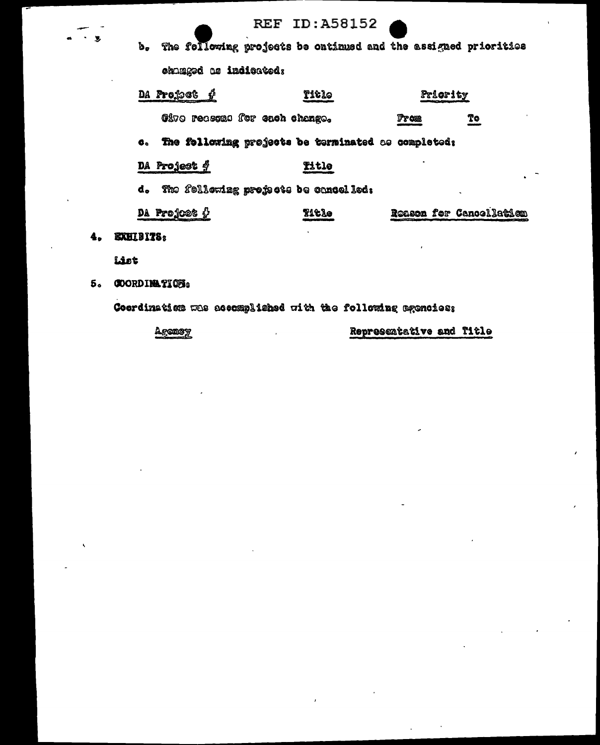b. The following projects be continued and the assigned priorities changed as indicated:

| DA Project # | Title | Priority | |
|---|---|---|---|
| Give reasons for each change. | | From | To |

c. The following projects be terminated as completed:

| DA Project # | Title |
|---|---|

d. The following projects be cancelled:

| DA Project # | Title | Reason for Cancellation |
|---|---|---|

4. **EXHIBITS:**

List

5. **COORDINATION:**

Coordination was accomplished with the following agencies:

| Agency | Representative and Title |
|---|---|